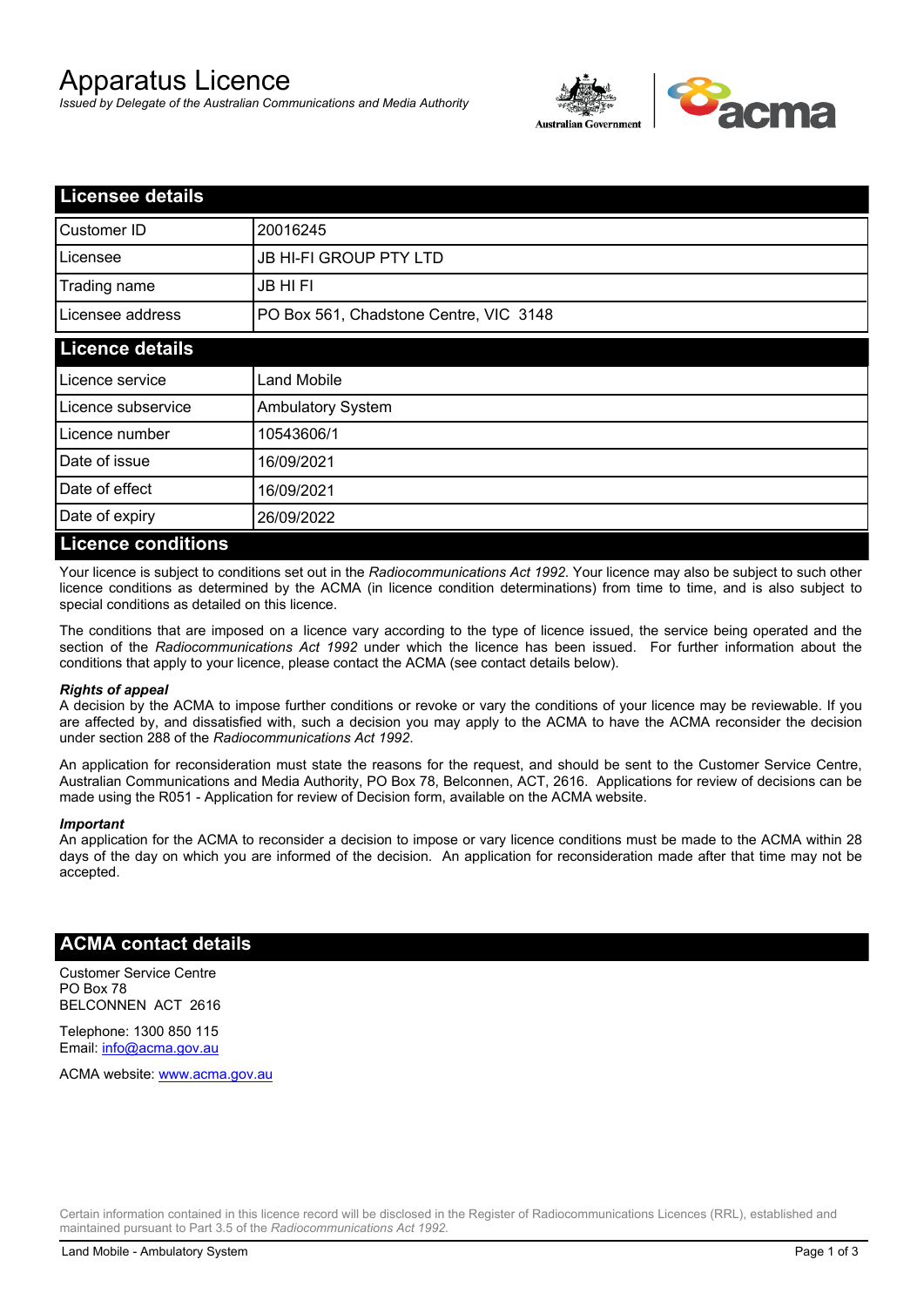# Apparatus Licence

*Issued by Delegate of the Australian Communications and Media Authority*

## Licensee details

| | |
|---|---|
| Customer ID | 20016245 |
| Licensee | JB HI-FI GROUP PTY LTD |
| Trading name | JB HI FI |
| Licensee address | PO Box 561, Chadstone Centre, VIC 3148 |

## Licence details

| | |
|---|---|
| Licence service | Land Mobile |
| Licence subservice | Ambulatory System |
| Licence number | 10543606/1 |
| Date of issue | 16/09/2021 |
| Date of effect | 16/09/2021 |
| Date of expiry | 26/09/2022 |

## Licence conditions

Your licence is subject to conditions set out in the *Radiocommunications Act 1992*. Your licence may also be subject to such other licence conditions as determined by the ACMA (in licence condition determinations) from time to time, and is also subject to special conditions as detailed on this licence.

The conditions that are imposed on a licence vary according to the type of licence issued, the service being operated and the section of the *Radiocommunications Act 1992* under which the licence has been issued. For further information about the conditions that apply to your licence, please contact the ACMA (see contact details below).

***Rights of appeal***

A decision by the ACMA to impose further conditions or revoke or vary the conditions of your licence may be reviewable. If you are affected by, and dissatisfied with, such a decision you may apply to the ACMA to have the ACMA reconsider the decision under section 288 of the *Radiocommunications Act 1992*.

An application for reconsideration must state the reasons for the request, and should be sent to the Customer Service Centre, Australian Communications and Media Authority, PO Box 78, Belconnen, ACT, 2616. Applications for review of decisions can be made using the R051 - Application for review of Decision form, available on the ACMA website.

***Important***

An application for the ACMA to reconsider a decision to impose or vary licence conditions must be made to the ACMA within 28 days of the day on which you are informed of the decision. An application for reconsideration made after that time may not be accepted.

## ACMA contact details

Customer Service Centre
PO Box 78
BELCONNEN ACT 2616

Telephone: 1300 850 115
Email: info@acma.gov.au

ACMA website: www.acma.gov.au

Certain information contained in this licence record will be disclosed in the Register of Radiocommunications Licences (RRL), established and maintained pursuant to Part 3.5 of the *Radiocommunications Act 1992.*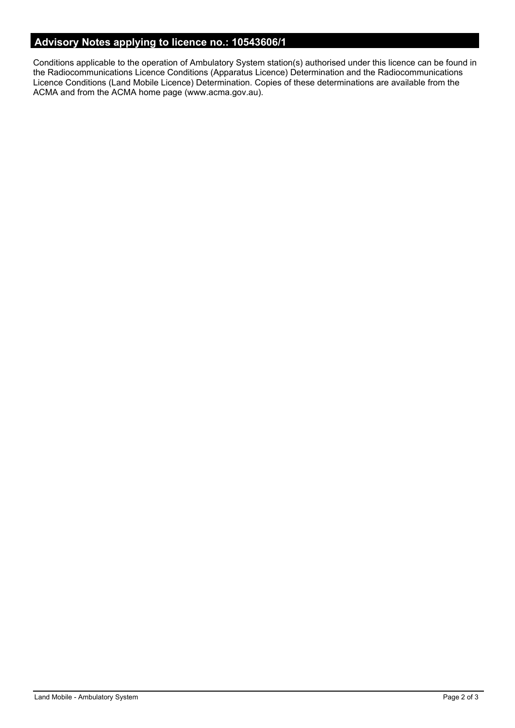## Advisory Notes applying to licence no.: 10543606/1

Conditions applicable to the operation of Ambulatory System station(s) authorised under this licence can be found in the Radiocommunications Licence Conditions (Apparatus Licence) Determination and the Radiocommunications Licence Conditions (Land Mobile Licence) Determination. Copies of these determinations are available from the ACMA and from the ACMA home page (www.acma.gov.au).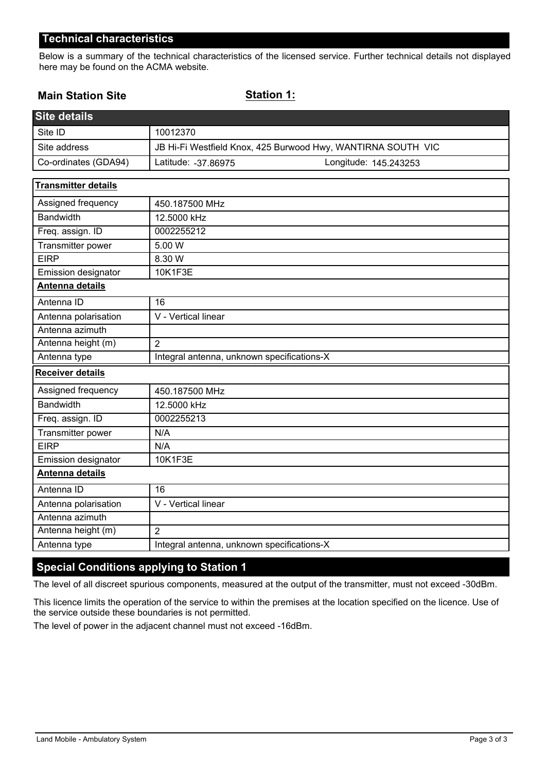## Technical characteristics

Below is a summary of the technical characteristics of the licensed service. Further technical details not displayed here may be found on the ACMA website.

**Main Station Site** **Station 1:**

| Site details | |
|---|---|
| Site ID | 10012370 |
| Site address | JB Hi-Fi Westfield Knox, 425 Burwood Hwy, WANTIRNA SOUTH VIC |
| Co-ordinates (GDA94) | Latitude: -37.86975 Longitude: 145.243253 |

| Transmitter details | |
|---|---|
| Assigned frequency | 450.187500 MHz |
| Bandwidth | 12.5000 kHz |
| Freq. assign. ID | 0002255212 |
| Transmitter power | 5.00 W |
| EIRP | 8.30 W |
| Emission designator | 10K1F3E |
| **Antenna details** | |
| Antenna ID | 16 |
| Antenna polarisation | V - Vertical linear |
| Antenna azimuth | |
| Antenna height (m) | 2 |
| Antenna type | Integral antenna, unknown specifications-X |

| Receiver details | |
|---|---|
| Assigned frequency | 450.187500 MHz |
| Bandwidth | 12.5000 kHz |
| Freq. assign. ID | 0002255213 |
| Transmitter power | N/A |
| EIRP | N/A |
| Emission designator | 10K1F3E |
| **Antenna details** | |
| Antenna ID | 16 |
| Antenna polarisation | V - Vertical linear |
| Antenna azimuth | |
| Antenna height (m) | 2 |
| Antenna type | Integral antenna, unknown specifications-X |

## Special Conditions applying to Station 1

The level of all discreet spurious components, measured at the output of the transmitter, must not exceed -30dBm.

This licence limits the operation of the service to within the premises at the location specified on the licence. Use of the service outside these boundaries is not permitted.

The level of power in the adjacent channel must not exceed -16dBm.